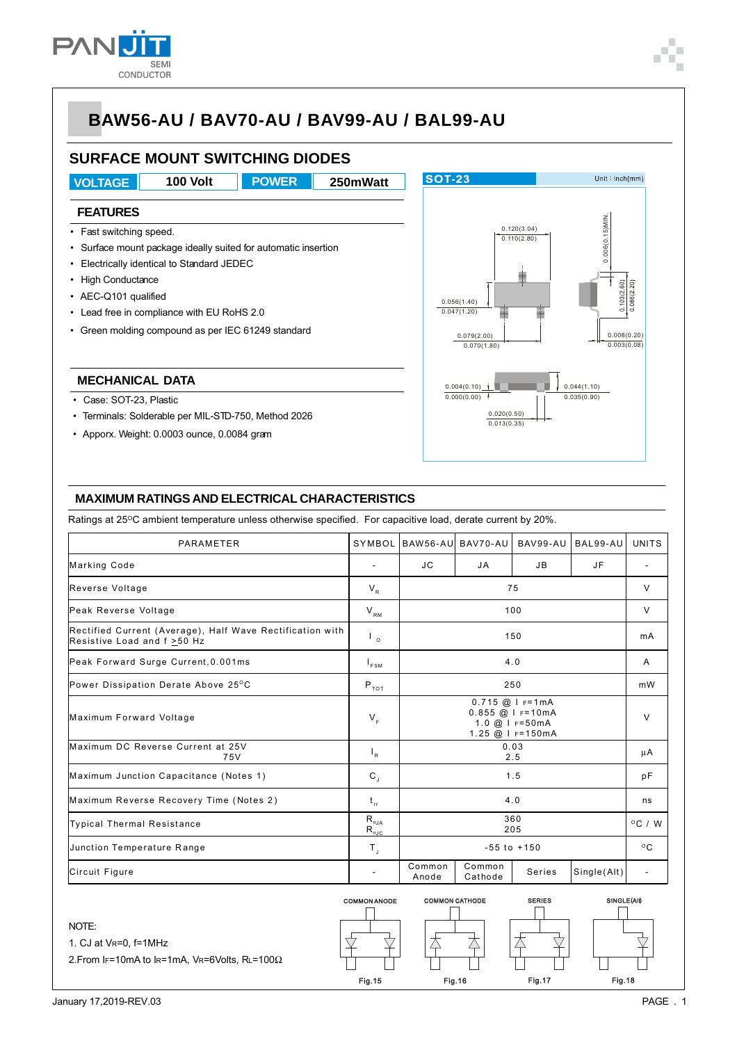# BAW56-AU / BAV70-AU / BAV99-AU / BAL99-AU

## SURFACE MOUNT SWITCHING DIODES

| VOLTAGE | 100 Volt | POWER | 250mWatt |
|---|---|---|---|

SOT-23 Unit : inch(mm)

### FEATURES

- Fast switching speed.
- Surface mount package ideally suited for automatic insertion
- Electrically identical to Standard JEDEC
- High Conductance
- AEC-Q101 qualified
- Lead free in compliance with EU RoHS 2.0
- Green molding compound as per IEC 61249 standard

### MECHANICAL DATA

- Case: SOT-23, Plastic
- Terminals: Solderable per MIL-STD-750, Method 2026
- Apporx. Weight: 0.0003 ounce, 0.0084 gram

### MAXIMUM RATINGS AND ELECTRICAL CHARACTERISTICS

Ratings at 25°C ambient temperature unless otherwise specified. For capacitive load, derate current by 20%.

| PARAMETER | SYMBOL | BAW56-AU | BAV70-AU | BAV99-AU | BAL99-AU | UNITS |
|---|---|---|---|---|---|---|
| Marking Code | - | JC | JA | JB | JF | - |
| Reverse Voltage | $V_R$ | 75 | | | | V |
| Peak Reverse Voltage | $V_{RM}$ | 100 | | | | V |
| Rectified Current (Average), Half Wave Rectification with Resistive Load and f ≥50 Hz | $I_o$ | 150 | | | | mA |
| Peak Forward Surge Current,0.001ms | $I_{FSM}$ | 4.0 | | | | A |
| Power Dissipation Derate Above 25°C | $P_{TOT}$ | 250 | | | | mW |
| Maximum Forward Voltage | $V_F$ | 0.715 @ $I_F$=1mA<br>0.855 @ $I_F$=10mA<br>1.0 @ $I_F$=50mA<br>1.25 @ $I_F$=150mA | | | | V |
| Maximum DC Reverse Current at 25V<br>75V | $I_R$ | 0.03<br>2.5 | | | | μA |
| Maximum Junction Capacitance (Notes 1) | $C_J$ | 1.5 | | | | pF |
| Maximum Reverse Recovery Time (Notes 2) | $t_{rr}$ | 4.0 | | | | ns |
| Typical Thermal Resistance | $R_{\theta JA}$<br>$R_{\theta JC}$ | 360<br>205 | | | | °C / W |
| Junction Temperature Range | $T_J$ | -55 to +150 | | | | °C |
| Circuit Figure | - | Common Anode | Common Cathode | Series | Single(Alt) | - |

NOTE:

1. CJ at $V_R$=0, f=1MHz
2. From $I_F$=10mA to $I_R$=1mA, $V_R$=6Volts, $R_L$=100Ω

COMMON ANODE — Fig.15 | COMMON CATHODE — Fig.16 | SERIES — Fig.17 | SINGLE(Alt) — Fig.18

January 17,2019-REV.03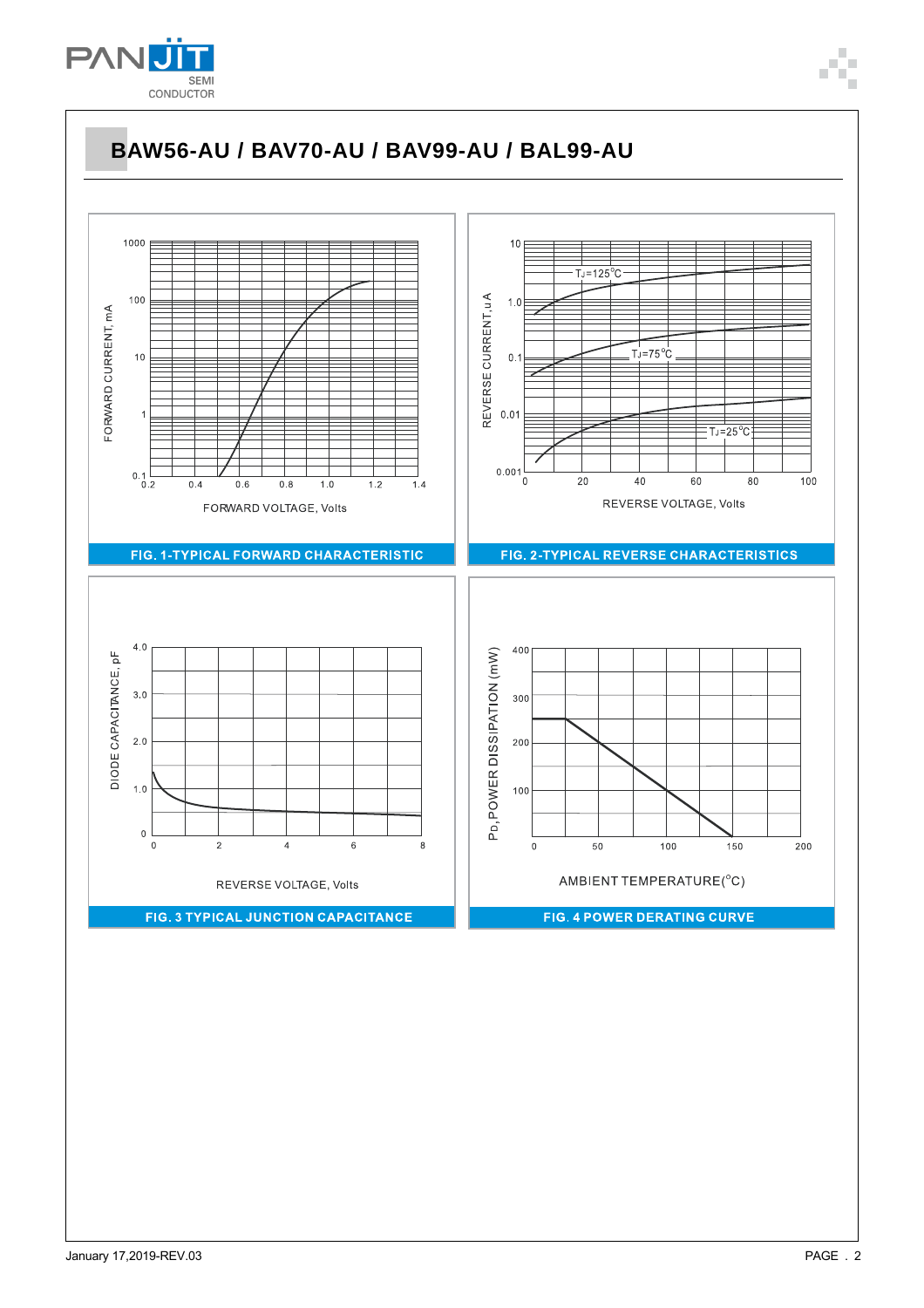# BAW56-AU / BAV70-AU / BAV99-AU / BAL99-AU

FIG. 1-TYPICAL FORWARD CHARACTERISTIC

FIG. 2-TYPICAL REVERSE CHARACTERISTICS

FIG. 3 TYPICAL JUNCTION CAPACITANCE

FIG. 4 POWER DERATING CURVE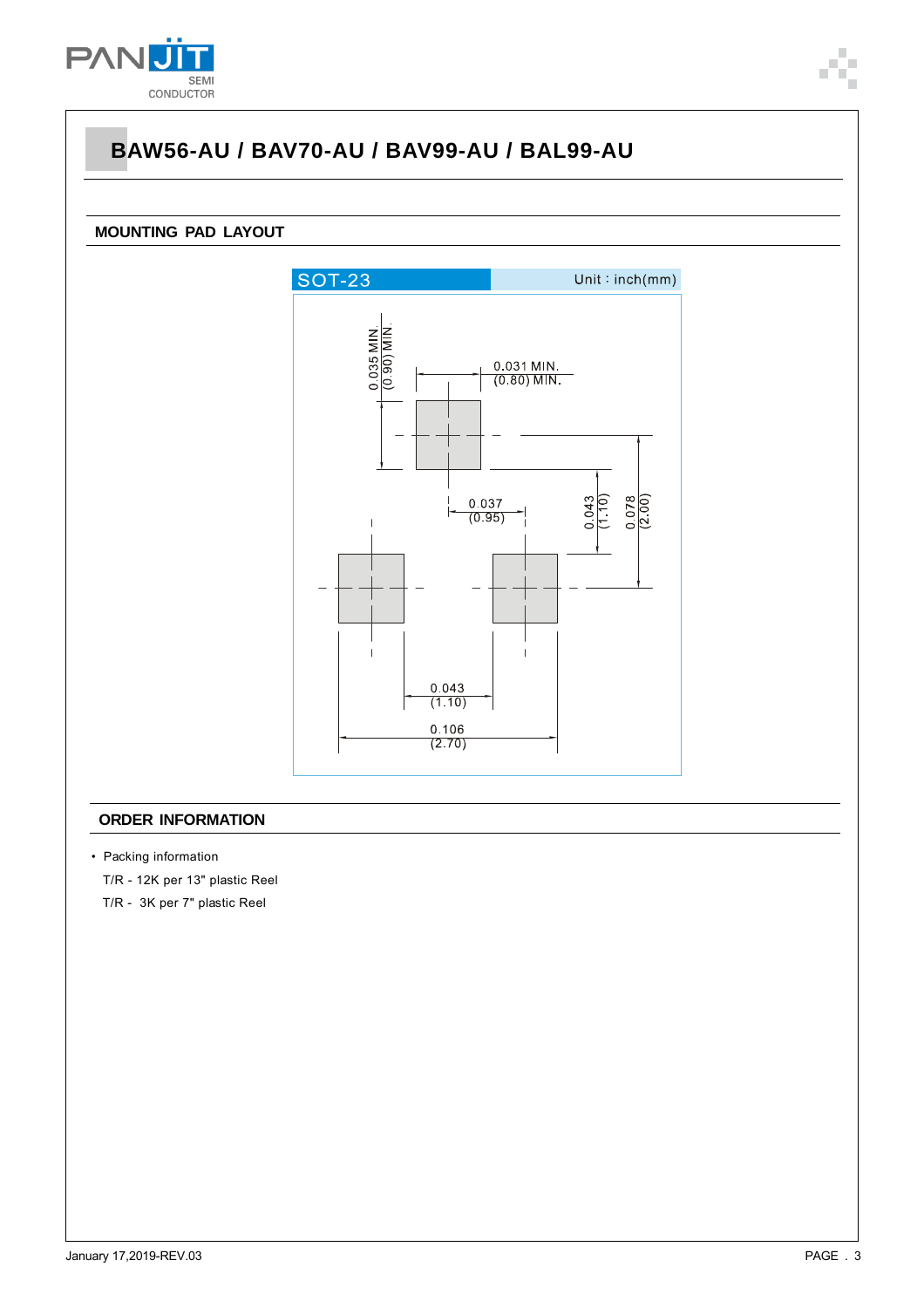# BAW56-AU / BAV70-AU / BAV99-AU / BAL99-AU

## MOUNTING PAD LAYOUT

SOT-23 Unit : inch(mm)

0.035 MIN. (0.90) MIN.

0.031 MIN. (0.80) MIN.

0.037 (0.95)

0.043 (1.10)

0.078 (2.00)

0.043 (1.10)

0.106 (2.70)

## ORDER INFORMATION

- Packing information

  T/R - 12K per 13" plastic Reel

  T/R - 3K per 7" plastic Reel

January 17,2019-REV.03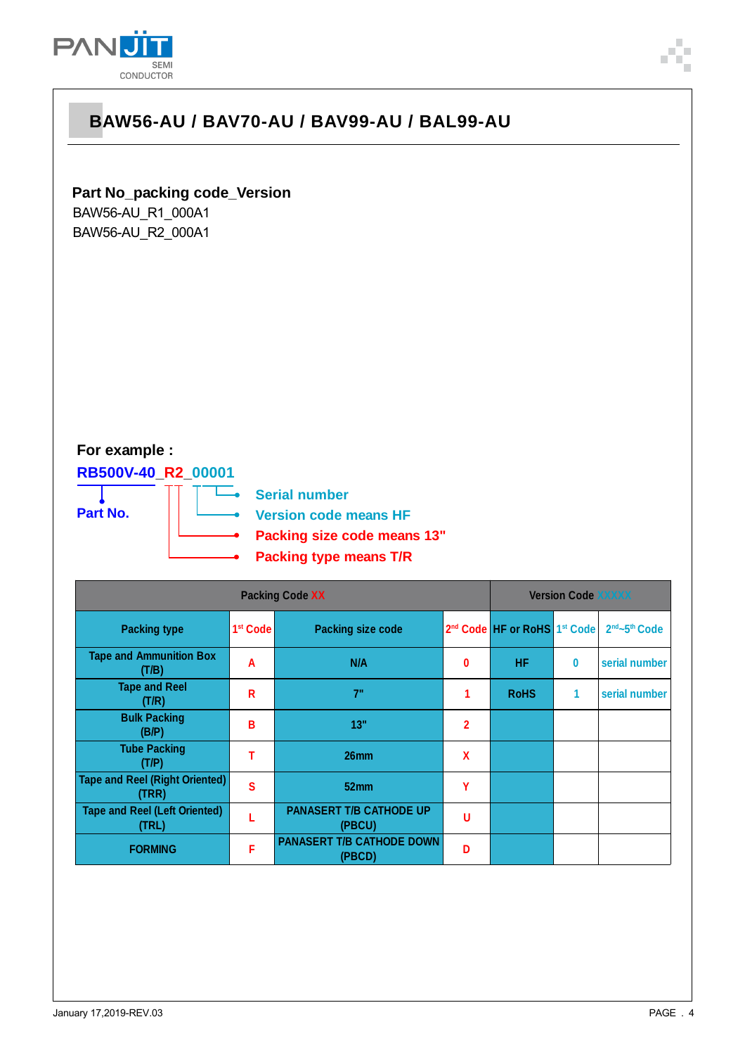# BAW56-AU / BAV70-AU / BAV99-AU / BAL99-AU

**Part No_packing code_Version**

BAW56-AU_R1_000A1

BAW56-AU_R2_000A1

**For example :**

**RB500V-40_R2_00001**

- **Part No.** (RB500V-40)
- **Serial number** (0001)
- **Version code means HF** (0)
- **Packing size code means 13"** (2)
- **Packing type means T/R** (R)

| Packing Code XX | | | | Version Code XXXXX | | |
|---|---|---|---|---|---|---|
| Packing type | 1st Code | Packing size code | 2nd Code | HF or RoHS | 1st Code | 2nd~5th Code |
| Tape and Ammunition Box (T/B) | A | N/A | 0 | HF | 0 | serial number |
| Tape and Reel (T/R) | R | 7" | 1 | RoHS | 1 | serial number |
| Bulk Packing (B/P) | B | 13" | 2 | | | |
| Tube Packing (T/P) | T | 26mm | X | | | |
| Tape and Reel (Right Oriented) (TRR) | S | 52mm | Y | | | |
| Tape and Reel (Left Oriented) (TRL) | L | PANASERT T/B CATHODE UP (PBCU) | U | | | |
| FORMING | F | PANASERT T/B CATHODE DOWN (PBCD) | D | | | |

January 17,2019-REV.03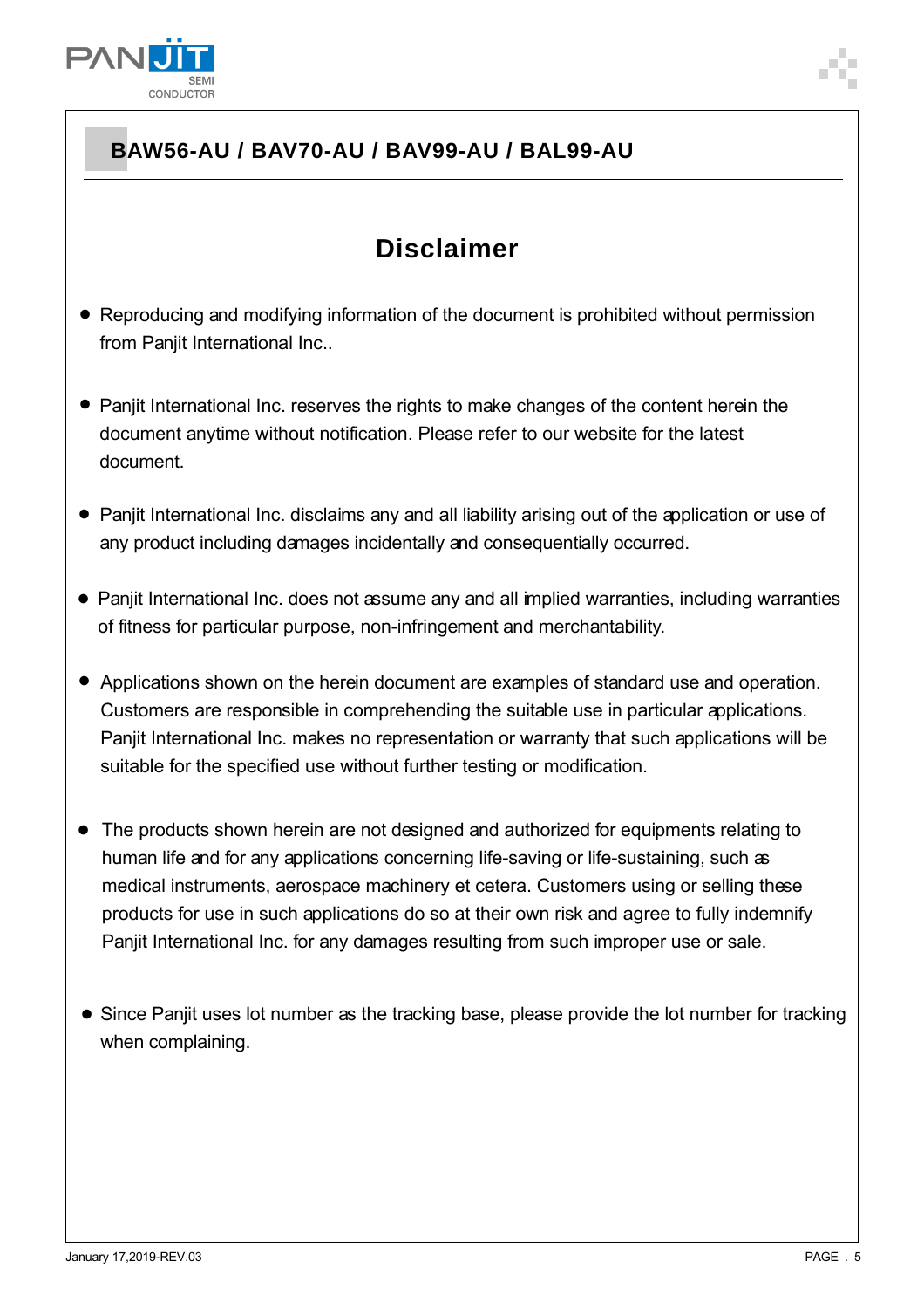## BAW56-AU / BAV70-AU / BAV99-AU / BAL99-AU

# Disclaimer

- Reproducing and modifying information of the document is prohibited without permission from Panjit International Inc..

- Panjit International Inc. reserves the rights to make changes of the content herein the document anytime without notification. Please refer to our website for the latest document.

- Panjit International Inc. disclaims any and all liability arising out of the application or use of any product including damages incidentally and consequentially occurred.

- Panjit International Inc. does not assume any and all implied warranties, including warranties of fitness for particular purpose, non-infringement and merchantability.

- Applications shown on the herein document are examples of standard use and operation. Customers are responsible in comprehending the suitable use in particular applications. Panjit International Inc. makes no representation or warranty that such applications will be suitable for the specified use without further testing or modification.

- The products shown herein are not designed and authorized for equipments relating to human life and for any applications concerning life-saving or life-sustaining, such as medical instruments, aerospace machinery et cetera. Customers using or selling these products for use in such applications do so at their own risk and agree to fully indemnify Panjit International Inc. for any damages resulting from such improper use or sale.

- Since Panjit uses lot number as the tracking base, please provide the lot number for tracking when complaining.

January 17,2019-REV.03